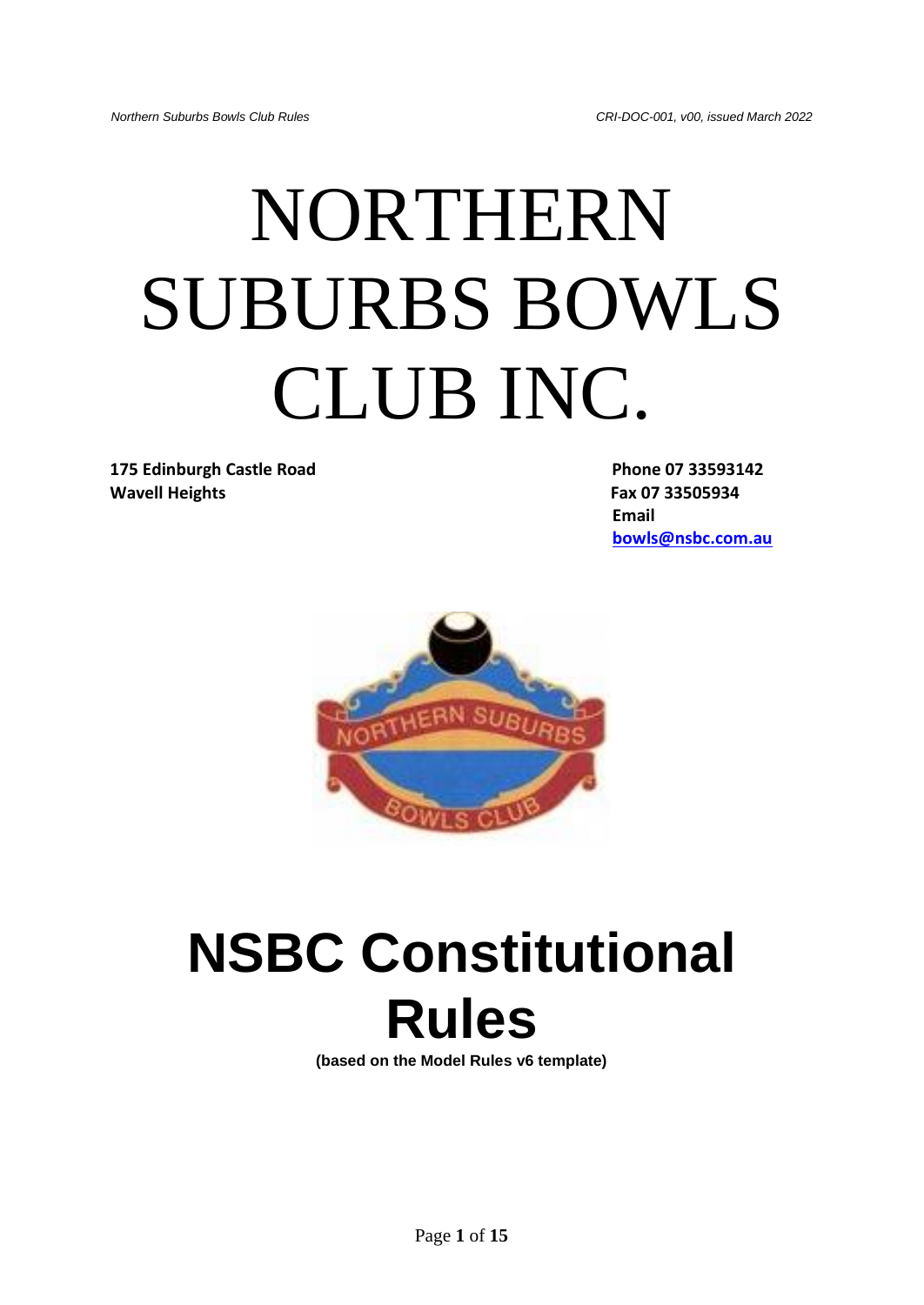# NORTHERN SUBURBS BOWLS CLUB INC.

**175 Edinburgh Castle Road**
**Wavell Heights**

**Phone 07 33593142**
**Fax 07 33505934**
**Email**
**bowls@nsbc.com.au**

# NSBC Constitutional Rules

**(based on the Model Rules v6 template)**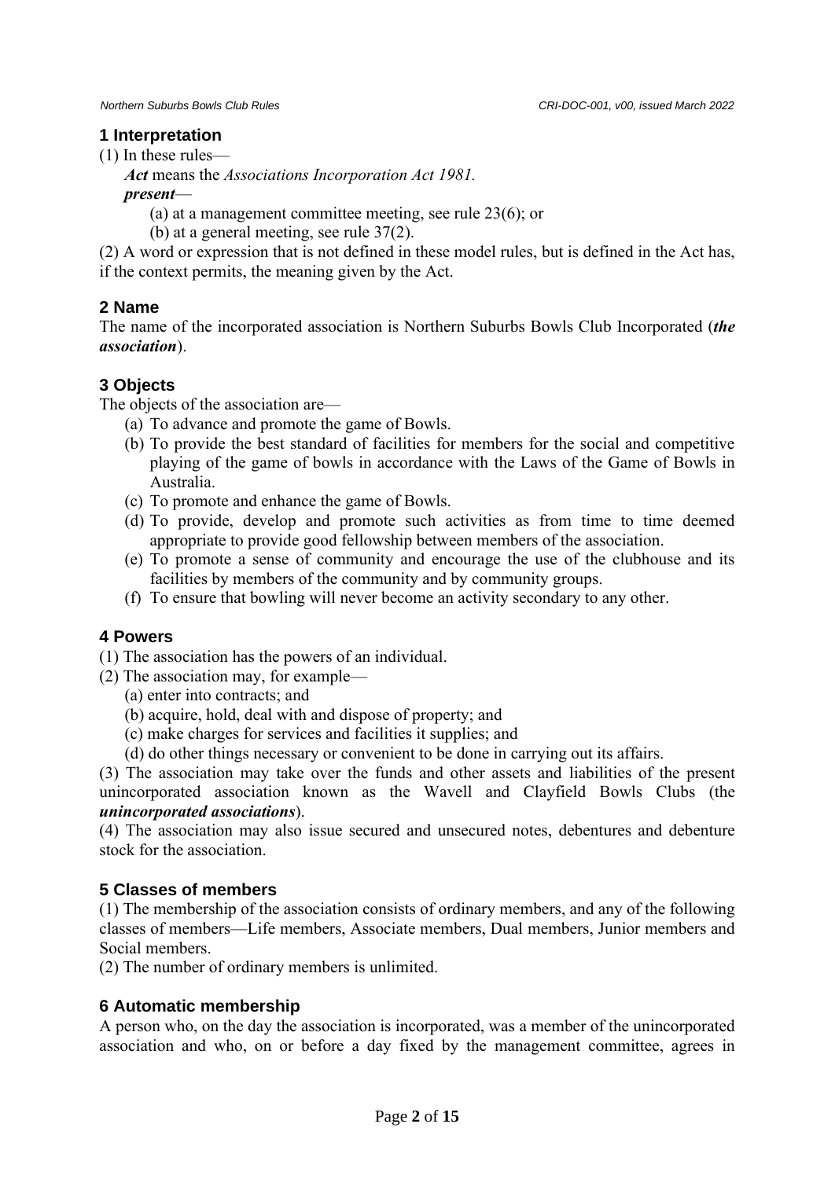## 1 Interpretation

(1) In these rules—

*Act* means the *Associations Incorporation Act 1981.*

***present***—

(a) at a management committee meeting, see rule 23(6); or

(b) at a general meeting, see rule 37(2).

(2) A word or expression that is not defined in these model rules, but is defined in the Act has, if the context permits, the meaning given by the Act.

## 2 Name

The name of the incorporated association is Northern Suburbs Bowls Club Incorporated (***the association***).

## 3 Objects

The objects of the association are—

(a) To advance and promote the game of Bowls.

(b) To provide the best standard of facilities for members for the social and competitive playing of the game of bowls in accordance with the Laws of the Game of Bowls in Australia.

(c) To promote and enhance the game of Bowls.

(d) To provide, develop and promote such activities as from time to time deemed appropriate to provide good fellowship between members of the association.

(e) To promote a sense of community and encourage the use of the clubhouse and its facilities by members of the community and by community groups.

(f) To ensure that bowling will never become an activity secondary to any other.

## 4 Powers

(1) The association has the powers of an individual.

(2) The association may, for example—

(a) enter into contracts; and

(b) acquire, hold, deal with and dispose of property; and

(c) make charges for services and facilities it supplies; and

(d) do other things necessary or convenient to be done in carrying out its affairs.

(3) The association may take over the funds and other assets and liabilities of the present unincorporated association known as the Wavell and Clayfield Bowls Clubs (the ***unincorporated associations***).

(4) The association may also issue secured and unsecured notes, debentures and debenture stock for the association.

## 5 Classes of members

(1) The membership of the association consists of ordinary members, and any of the following classes of members—Life members, Associate members, Dual members, Junior members and Social members.

(2) The number of ordinary members is unlimited.

## 6 Automatic membership

A person who, on the day the association is incorporated, was a member of the unincorporated association and who, on or before a day fixed by the management committee, agrees in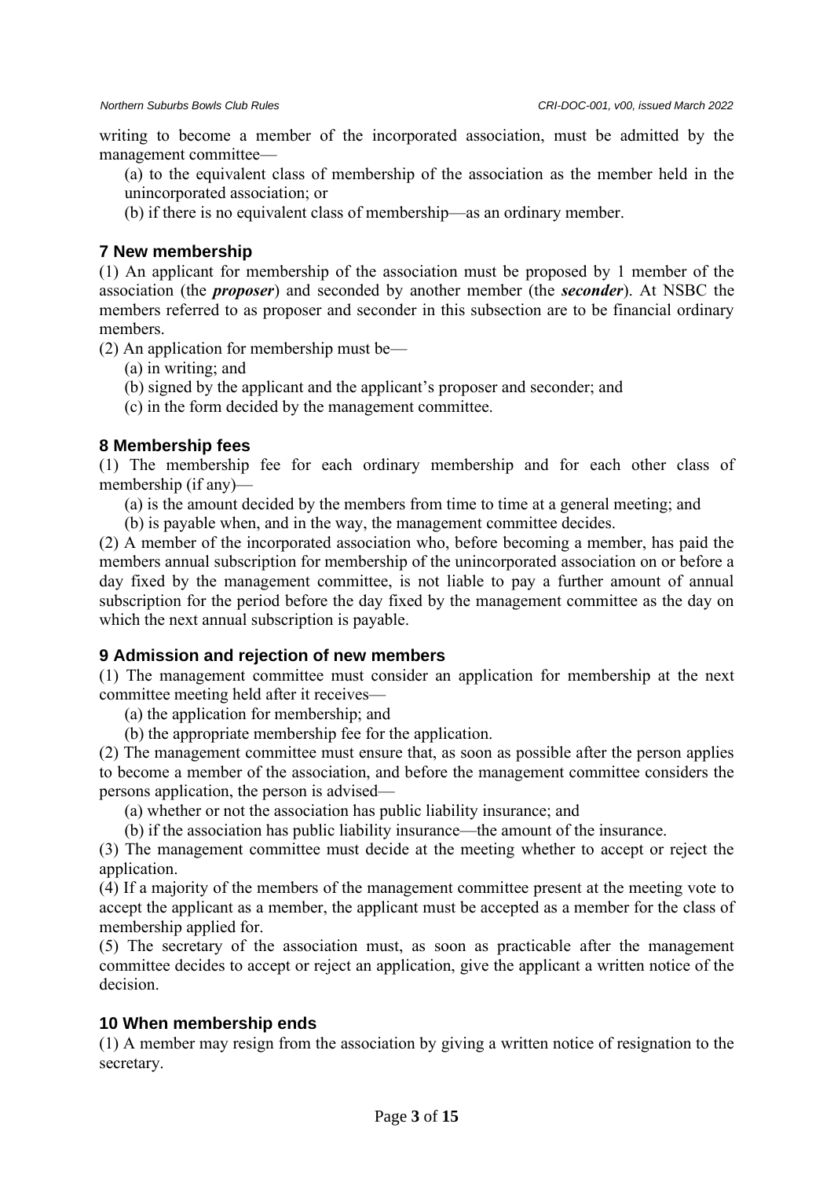writing to become a member of the incorporated association, must be admitted by the management committee—

(a) to the equivalent class of membership of the association as the member held in the unincorporated association; or

(b) if there is no equivalent class of membership—as an ordinary member.

## 7 New membership

(1) An applicant for membership of the association must be proposed by 1 member of the association (the ***proposer***) and seconded by another member (the ***seconder***). At NSBC the members referred to as proposer and seconder in this subsection are to be financial ordinary members.

(2) An application for membership must be—

(a) in writing; and

(b) signed by the applicant and the applicant's proposer and seconder; and

(c) in the form decided by the management committee.

## 8 Membership fees

(1) The membership fee for each ordinary membership and for each other class of membership (if any)—

(a) is the amount decided by the members from time to time at a general meeting; and

(b) is payable when, and in the way, the management committee decides.

(2) A member of the incorporated association who, before becoming a member, has paid the members annual subscription for membership of the unincorporated association on or before a day fixed by the management committee, is not liable to pay a further amount of annual subscription for the period before the day fixed by the management committee as the day on which the next annual subscription is payable.

## 9 Admission and rejection of new members

(1) The management committee must consider an application for membership at the next committee meeting held after it receives—

(a) the application for membership; and

(b) the appropriate membership fee for the application.

(2) The management committee must ensure that, as soon as possible after the person applies to become a member of the association, and before the management committee considers the persons application, the person is advised—

(a) whether or not the association has public liability insurance; and

(b) if the association has public liability insurance—the amount of the insurance.

(3) The management committee must decide at the meeting whether to accept or reject the application.

(4) If a majority of the members of the management committee present at the meeting vote to accept the applicant as a member, the applicant must be accepted as a member for the class of membership applied for.

(5) The secretary of the association must, as soon as practicable after the management committee decides to accept or reject an application, give the applicant a written notice of the decision.

## 10 When membership ends

(1) A member may resign from the association by giving a written notice of resignation to the secretary.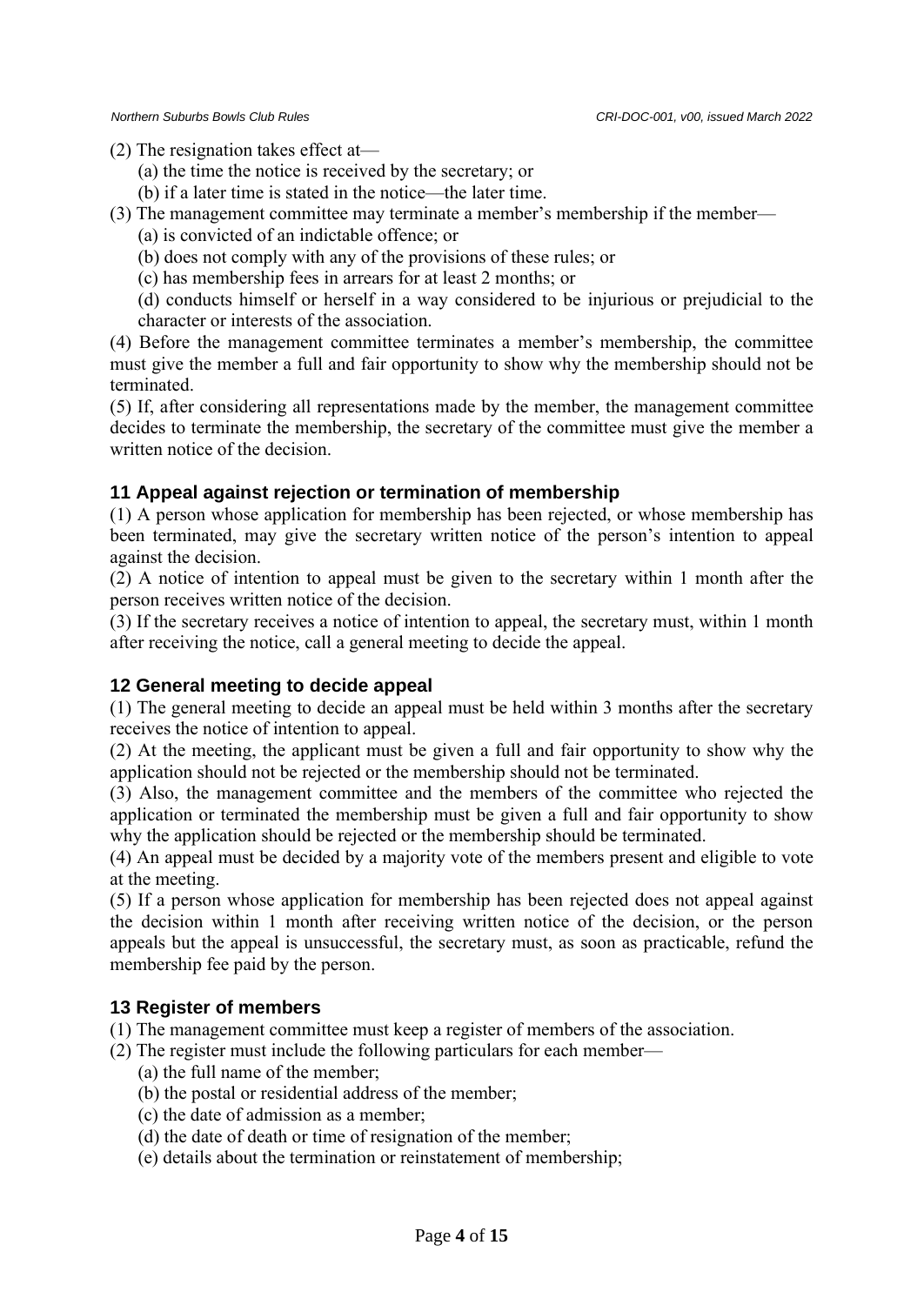(2) The resignation takes effect at—

(a) the time the notice is received by the secretary; or

(b) if a later time is stated in the notice—the later time.

(3) The management committee may terminate a member's membership if the member—

(a) is convicted of an indictable offence; or

(b) does not comply with any of the provisions of these rules; or

(c) has membership fees in arrears for at least 2 months; or

(d) conducts himself or herself in a way considered to be injurious or prejudicial to the character or interests of the association.

(4) Before the management committee terminates a member's membership, the committee must give the member a full and fair opportunity to show why the membership should not be terminated.

(5) If, after considering all representations made by the member, the management committee decides to terminate the membership, the secretary of the committee must give the member a written notice of the decision.

### 11 Appeal against rejection or termination of membership

(1) A person whose application for membership has been rejected, or whose membership has been terminated, may give the secretary written notice of the person's intention to appeal against the decision.

(2) A notice of intention to appeal must be given to the secretary within 1 month after the person receives written notice of the decision.

(3) If the secretary receives a notice of intention to appeal, the secretary must, within 1 month after receiving the notice, call a general meeting to decide the appeal.

### 12 General meeting to decide appeal

(1) The general meeting to decide an appeal must be held within 3 months after the secretary receives the notice of intention to appeal.

(2) At the meeting, the applicant must be given a full and fair opportunity to show why the application should not be rejected or the membership should not be terminated.

(3) Also, the management committee and the members of the committee who rejected the application or terminated the membership must be given a full and fair opportunity to show why the application should be rejected or the membership should be terminated.

(4) An appeal must be decided by a majority vote of the members present and eligible to vote at the meeting.

(5) If a person whose application for membership has been rejected does not appeal against the decision within 1 month after receiving written notice of the decision, or the person appeals but the appeal is unsuccessful, the secretary must, as soon as practicable, refund the membership fee paid by the person.

### 13 Register of members

(1) The management committee must keep a register of members of the association.

(2) The register must include the following particulars for each member—

(a) the full name of the member;

(b) the postal or residential address of the member;

(c) the date of admission as a member;

(d) the date of death or time of resignation of the member;

(e) details about the termination or reinstatement of membership;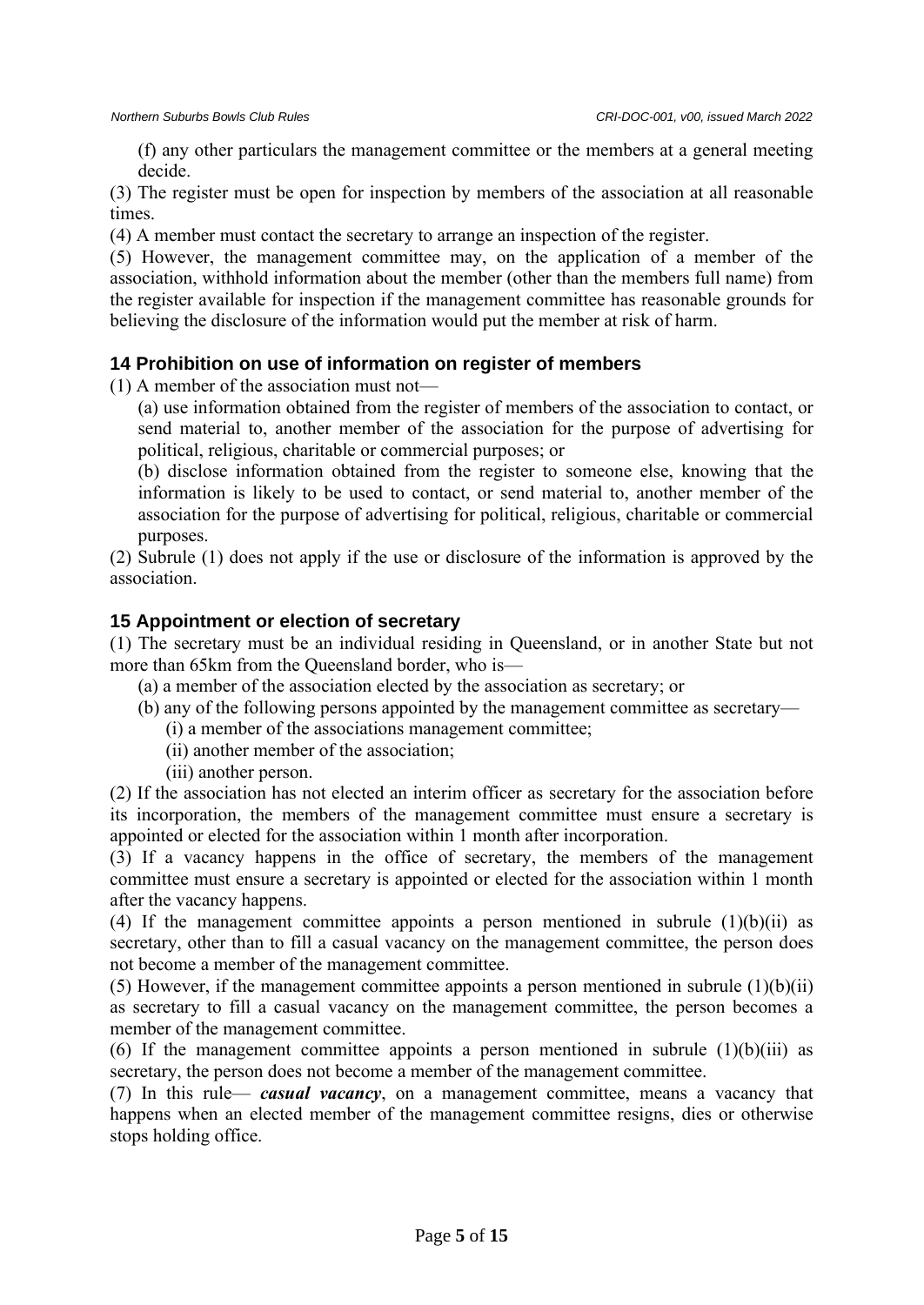(f) any other particulars the management committee or the members at a general meeting decide.

(3) The register must be open for inspection by members of the association at all reasonable times.

(4) A member must contact the secretary to arrange an inspection of the register.

(5) However, the management committee may, on the application of a member of the association, withhold information about the member (other than the members full name) from the register available for inspection if the management committee has reasonable grounds for believing the disclosure of the information would put the member at risk of harm.

### 14 Prohibition on use of information on register of members

(1) A member of the association must not—

(a) use information obtained from the register of members of the association to contact, or send material to, another member of the association for the purpose of advertising for political, religious, charitable or commercial purposes; or

(b) disclose information obtained from the register to someone else, knowing that the information is likely to be used to contact, or send material to, another member of the association for the purpose of advertising for political, religious, charitable or commercial purposes.

(2) Subrule (1) does not apply if the use or disclosure of the information is approved by the association.

### 15 Appointment or election of secretary

(1) The secretary must be an individual residing in Queensland, or in another State but not more than 65km from the Queensland border, who is—

(a) a member of the association elected by the association as secretary; or

(b) any of the following persons appointed by the management committee as secretary—

(i) a member of the associations management committee;

(ii) another member of the association;

(iii) another person.

(2) If the association has not elected an interim officer as secretary for the association before its incorporation, the members of the management committee must ensure a secretary is appointed or elected for the association within 1 month after incorporation.

(3) If a vacancy happens in the office of secretary, the members of the management committee must ensure a secretary is appointed or elected for the association within 1 month after the vacancy happens.

(4) If the management committee appoints a person mentioned in subrule (1)(b)(ii) as secretary, other than to fill a casual vacancy on the management committee, the person does not become a member of the management committee.

(5) However, if the management committee appoints a person mentioned in subrule (1)(b)(ii) as secretary to fill a casual vacancy on the management committee, the person becomes a member of the management committee.

(6) If the management committee appoints a person mentioned in subrule (1)(b)(iii) as secretary, the person does not become a member of the management committee.

(7) In this rule— ***casual vacancy***, on a management committee, means a vacancy that happens when an elected member of the management committee resigns, dies or otherwise stops holding office.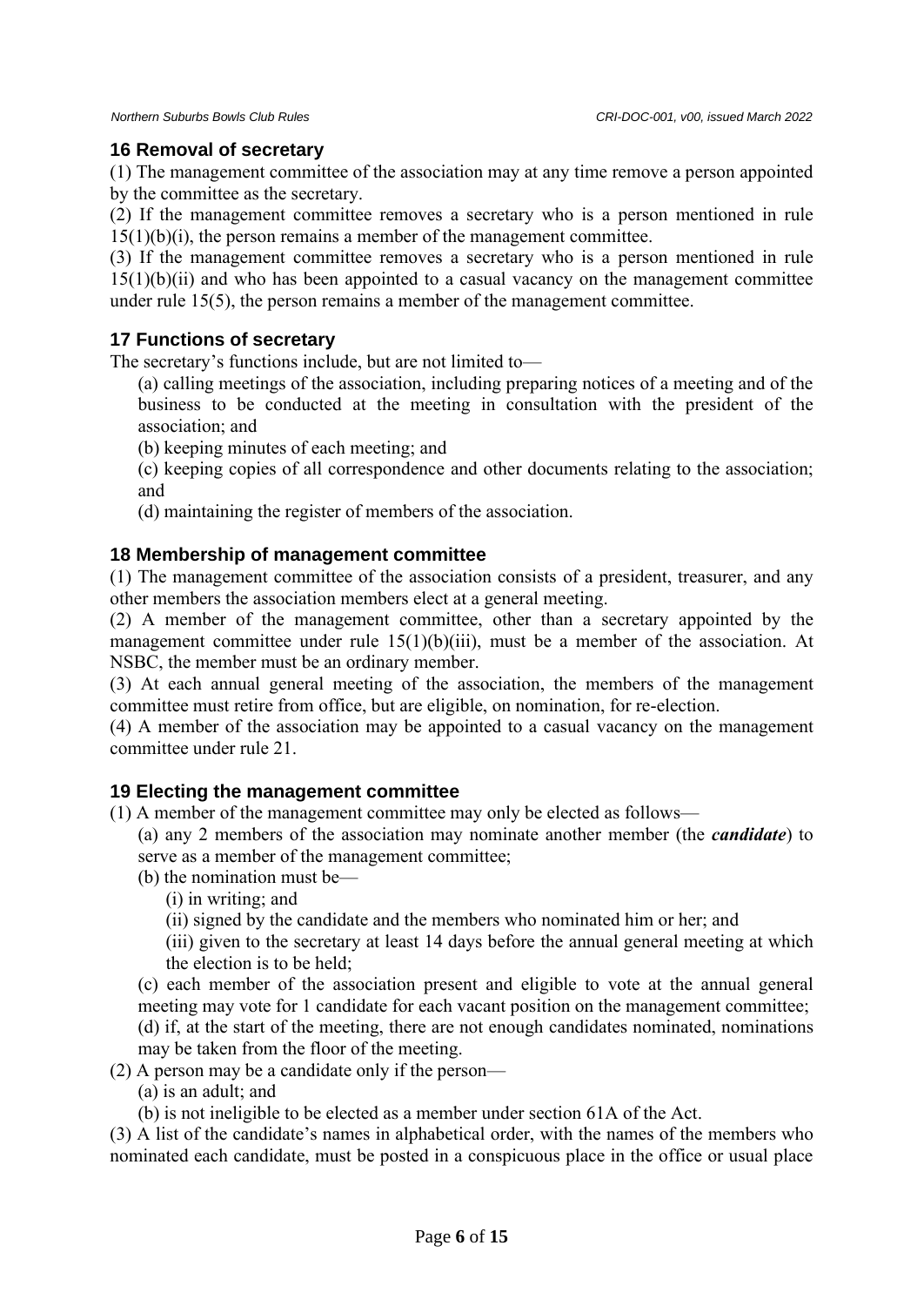## 16 Removal of secretary

(1) The management committee of the association may at any time remove a person appointed by the committee as the secretary.

(2) If the management committee removes a secretary who is a person mentioned in rule 15(1)(b)(i), the person remains a member of the management committee.

(3) If the management committee removes a secretary who is a person mentioned in rule 15(1)(b)(ii) and who has been appointed to a casual vacancy on the management committee under rule 15(5), the person remains a member of the management committee.

## 17 Functions of secretary

The secretary's functions include, but are not limited to—

(a) calling meetings of the association, including preparing notices of a meeting and of the business to be conducted at the meeting in consultation with the president of the association; and

(b) keeping minutes of each meeting; and

(c) keeping copies of all correspondence and other documents relating to the association; and

(d) maintaining the register of members of the association.

## 18 Membership of management committee

(1) The management committee of the association consists of a president, treasurer, and any other members the association members elect at a general meeting.

(2) A member of the management committee, other than a secretary appointed by the management committee under rule 15(1)(b)(iii), must be a member of the association. At NSBC, the member must be an ordinary member.

(3) At each annual general meeting of the association, the members of the management committee must retire from office, but are eligible, on nomination, for re-election.

(4) A member of the association may be appointed to a casual vacancy on the management committee under rule 21.

## 19 Electing the management committee

(1) A member of the management committee may only be elected as follows—

(a) any 2 members of the association may nominate another member (the ***candidate***) to serve as a member of the management committee;

(b) the nomination must be—

(i) in writing; and

(ii) signed by the candidate and the members who nominated him or her; and

(iii) given to the secretary at least 14 days before the annual general meeting at which the election is to be held;

(c) each member of the association present and eligible to vote at the annual general meeting may vote for 1 candidate for each vacant position on the management committee;

(d) if, at the start of the meeting, there are not enough candidates nominated, nominations may be taken from the floor of the meeting.

(2) A person may be a candidate only if the person—

(a) is an adult; and

(b) is not ineligible to be elected as a member under section 61A of the Act.

(3) A list of the candidate's names in alphabetical order, with the names of the members who nominated each candidate, must be posted in a conspicuous place in the office or usual place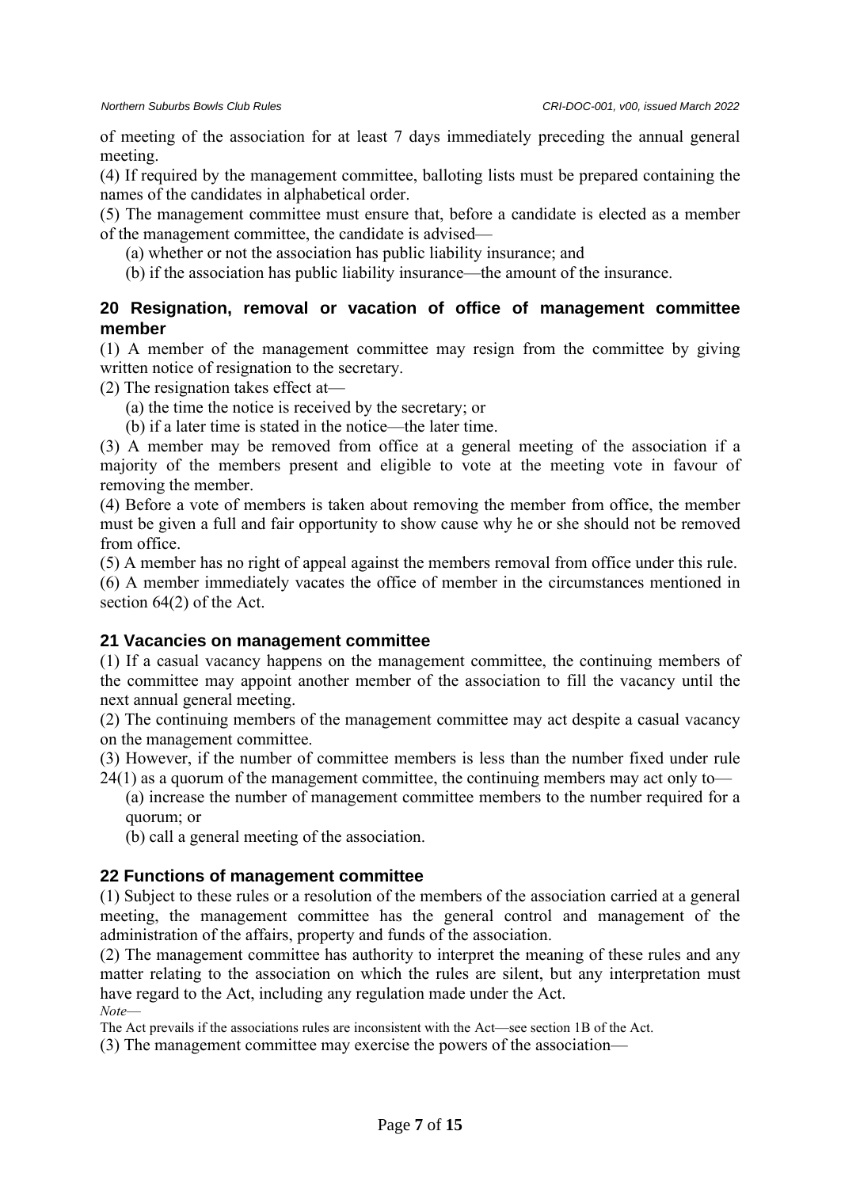of meeting of the association for at least 7 days immediately preceding the annual general meeting.

(4) If required by the management committee, balloting lists must be prepared containing the names of the candidates in alphabetical order.

(5) The management committee must ensure that, before a candidate is elected as a member of the management committee, the candidate is advised—

(a) whether or not the association has public liability insurance; and

(b) if the association has public liability insurance—the amount of the insurance.

### 20 Resignation, removal or vacation of office of management committee member

(1) A member of the management committee may resign from the committee by giving written notice of resignation to the secretary.

(2) The resignation takes effect at—

(a) the time the notice is received by the secretary; or

(b) if a later time is stated in the notice—the later time.

(3) A member may be removed from office at a general meeting of the association if a majority of the members present and eligible to vote at the meeting vote in favour of removing the member.

(4) Before a vote of members is taken about removing the member from office, the member must be given a full and fair opportunity to show cause why he or she should not be removed from office.

(5) A member has no right of appeal against the members removal from office under this rule.

(6) A member immediately vacates the office of member in the circumstances mentioned in section 64(2) of the Act.

### 21 Vacancies on management committee

(1) If a casual vacancy happens on the management committee, the continuing members of the committee may appoint another member of the association to fill the vacancy until the next annual general meeting.

(2) The continuing members of the management committee may act despite a casual vacancy on the management committee.

(3) However, if the number of committee members is less than the number fixed under rule 24(1) as a quorum of the management committee, the continuing members may act only to—

(a) increase the number of management committee members to the number required for a quorum; or

(b) call a general meeting of the association.

### 22 Functions of management committee

(1) Subject to these rules or a resolution of the members of the association carried at a general meeting, the management committee has the general control and management of the administration of the affairs, property and funds of the association.

(2) The management committee has authority to interpret the meaning of these rules and any matter relating to the association on which the rules are silent, but any interpretation must have regard to the Act, including any regulation made under the Act.

*Note*—

The Act prevails if the associations rules are inconsistent with the Act—see section 1B of the Act.

(3) The management committee may exercise the powers of the association—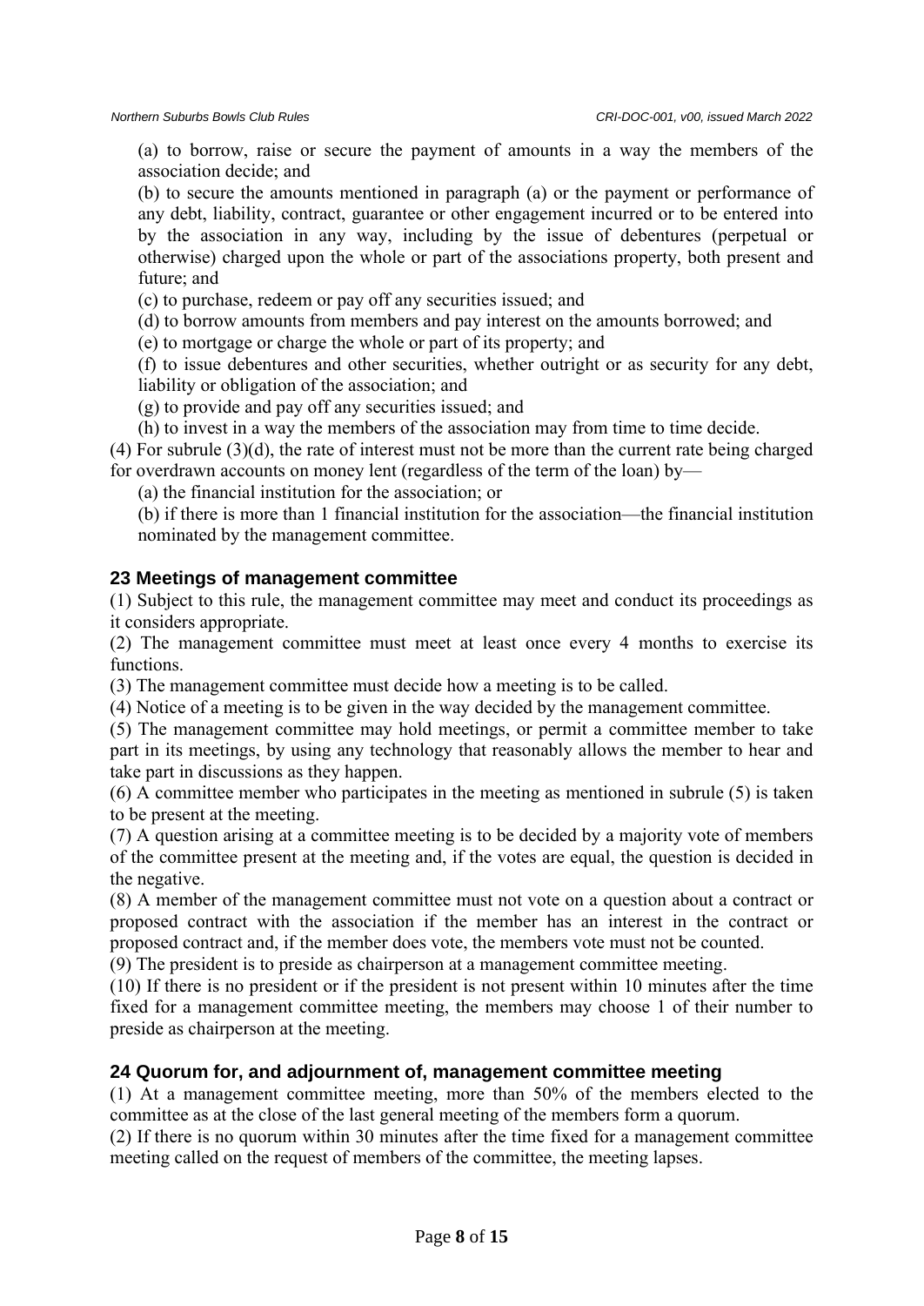(a) to borrow, raise or secure the payment of amounts in a way the members of the association decide; and

(b) to secure the amounts mentioned in paragraph (a) or the payment or performance of any debt, liability, contract, guarantee or other engagement incurred or to be entered into by the association in any way, including by the issue of debentures (perpetual or otherwise) charged upon the whole or part of the associations property, both present and future; and

(c) to purchase, redeem or pay off any securities issued; and

(d) to borrow amounts from members and pay interest on the amounts borrowed; and

(e) to mortgage or charge the whole or part of its property; and

(f) to issue debentures and other securities, whether outright or as security for any debt, liability or obligation of the association; and

(g) to provide and pay off any securities issued; and

(h) to invest in a way the members of the association may from time to time decide.

(4) For subrule (3)(d), the rate of interest must not be more than the current rate being charged for overdrawn accounts on money lent (regardless of the term of the loan) by—

(a) the financial institution for the association; or

(b) if there is more than 1 financial institution for the association—the financial institution nominated by the management committee.

### 23 Meetings of management committee

(1) Subject to this rule, the management committee may meet and conduct its proceedings as it considers appropriate.

(2) The management committee must meet at least once every 4 months to exercise its functions.

(3) The management committee must decide how a meeting is to be called.

(4) Notice of a meeting is to be given in the way decided by the management committee.

(5) The management committee may hold meetings, or permit a committee member to take part in its meetings, by using any technology that reasonably allows the member to hear and take part in discussions as they happen.

(6) A committee member who participates in the meeting as mentioned in subrule (5) is taken to be present at the meeting.

(7) A question arising at a committee meeting is to be decided by a majority vote of members of the committee present at the meeting and, if the votes are equal, the question is decided in the negative.

(8) A member of the management committee must not vote on a question about a contract or proposed contract with the association if the member has an interest in the contract or proposed contract and, if the member does vote, the members vote must not be counted.

(9) The president is to preside as chairperson at a management committee meeting.

(10) If there is no president or if the president is not present within 10 minutes after the time fixed for a management committee meeting, the members may choose 1 of their number to preside as chairperson at the meeting.

### 24 Quorum for, and adjournment of, management committee meeting

(1) At a management committee meeting, more than 50% of the members elected to the committee as at the close of the last general meeting of the members form a quorum.

(2) If there is no quorum within 30 minutes after the time fixed for a management committee meeting called on the request of members of the committee, the meeting lapses.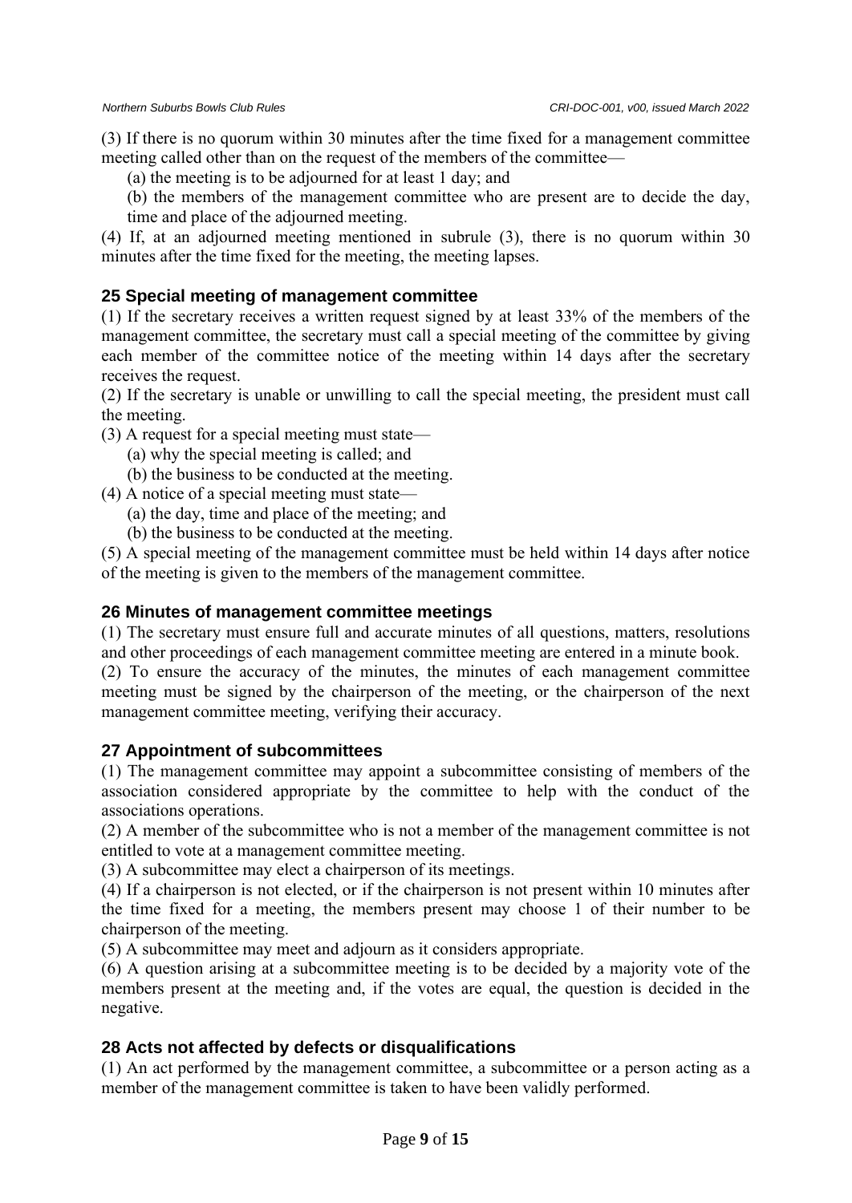(3) If there is no quorum within 30 minutes after the time fixed for a management committee meeting called other than on the request of the members of the committee—

(a) the meeting is to be adjourned for at least 1 day; and

(b) the members of the management committee who are present are to decide the day, time and place of the adjourned meeting.

(4) If, at an adjourned meeting mentioned in subrule (3), there is no quorum within 30 minutes after the time fixed for the meeting, the meeting lapses.

### 25 Special meeting of management committee

(1) If the secretary receives a written request signed by at least 33% of the members of the management committee, the secretary must call a special meeting of the committee by giving each member of the committee notice of the meeting within 14 days after the secretary receives the request.

(2) If the secretary is unable or unwilling to call the special meeting, the president must call the meeting.

(3) A request for a special meeting must state—

(a) why the special meeting is called; and

(b) the business to be conducted at the meeting.

(4) A notice of a special meeting must state—

(a) the day, time and place of the meeting; and

(b) the business to be conducted at the meeting.

(5) A special meeting of the management committee must be held within 14 days after notice of the meeting is given to the members of the management committee.

### 26 Minutes of management committee meetings

(1) The secretary must ensure full and accurate minutes of all questions, matters, resolutions and other proceedings of each management committee meeting are entered in a minute book.

(2) To ensure the accuracy of the minutes, the minutes of each management committee meeting must be signed by the chairperson of the meeting, or the chairperson of the next management committee meeting, verifying their accuracy.

### 27 Appointment of subcommittees

(1) The management committee may appoint a subcommittee consisting of members of the association considered appropriate by the committee to help with the conduct of the associations operations.

(2) A member of the subcommittee who is not a member of the management committee is not entitled to vote at a management committee meeting.

(3) A subcommittee may elect a chairperson of its meetings.

(4) If a chairperson is not elected, or if the chairperson is not present within 10 minutes after the time fixed for a meeting, the members present may choose 1 of their number to be chairperson of the meeting.

(5) A subcommittee may meet and adjourn as it considers appropriate.

(6) A question arising at a subcommittee meeting is to be decided by a majority vote of the members present at the meeting and, if the votes are equal, the question is decided in the negative.

### 28 Acts not affected by defects or disqualifications

(1) An act performed by the management committee, a subcommittee or a person acting as a member of the management committee is taken to have been validly performed.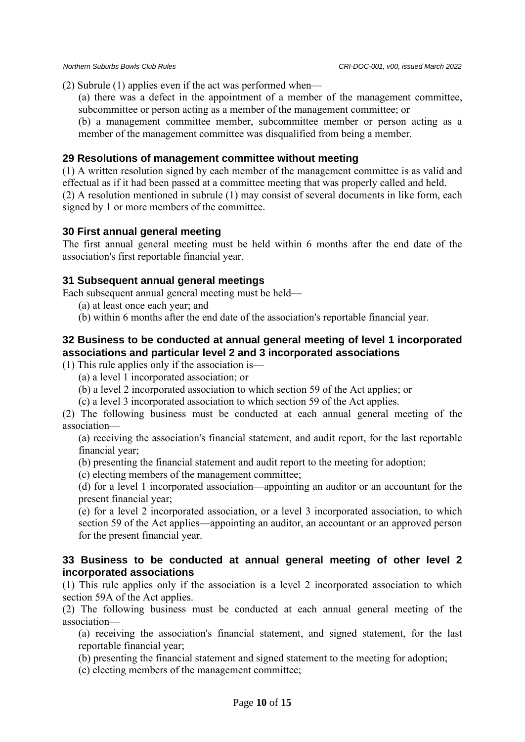(2) Subrule (1) applies even if the act was performed when—

(a) there was a defect in the appointment of a member of the management committee, subcommittee or person acting as a member of the management committee; or

(b) a management committee member, subcommittee member or person acting as a member of the management committee was disqualified from being a member.

### 29 Resolutions of management committee without meeting

(1) A written resolution signed by each member of the management committee is as valid and effectual as if it had been passed at a committee meeting that was properly called and held.

(2) A resolution mentioned in subrule (1) may consist of several documents in like form, each signed by 1 or more members of the committee.

### 30 First annual general meeting

The first annual general meeting must be held within 6 months after the end date of the association's first reportable financial year.

### 31 Subsequent annual general meetings

Each subsequent annual general meeting must be held—

(a) at least once each year; and

(b) within 6 months after the end date of the association's reportable financial year.

### 32 Business to be conducted at annual general meeting of level 1 incorporated associations and particular level 2 and 3 incorporated associations

(1) This rule applies only if the association is—

(a) a level 1 incorporated association; or

(b) a level 2 incorporated association to which section 59 of the Act applies; or

(c) a level 3 incorporated association to which section 59 of the Act applies.

(2) The following business must be conducted at each annual general meeting of the association—

(a) receiving the association's financial statement, and audit report, for the last reportable financial year;

(b) presenting the financial statement and audit report to the meeting for adoption;

(c) electing members of the management committee;

(d) for a level 1 incorporated association—appointing an auditor or an accountant for the present financial year;

(e) for a level 2 incorporated association, or a level 3 incorporated association, to which section 59 of the Act applies—appointing an auditor, an accountant or an approved person for the present financial year.

### 33 Business to be conducted at annual general meeting of other level 2 incorporated associations

(1) This rule applies only if the association is a level 2 incorporated association to which section 59A of the Act applies.

(2) The following business must be conducted at each annual general meeting of the association—

(a) receiving the association's financial statement, and signed statement, for the last reportable financial year;

(b) presenting the financial statement and signed statement to the meeting for adoption;

(c) electing members of the management committee;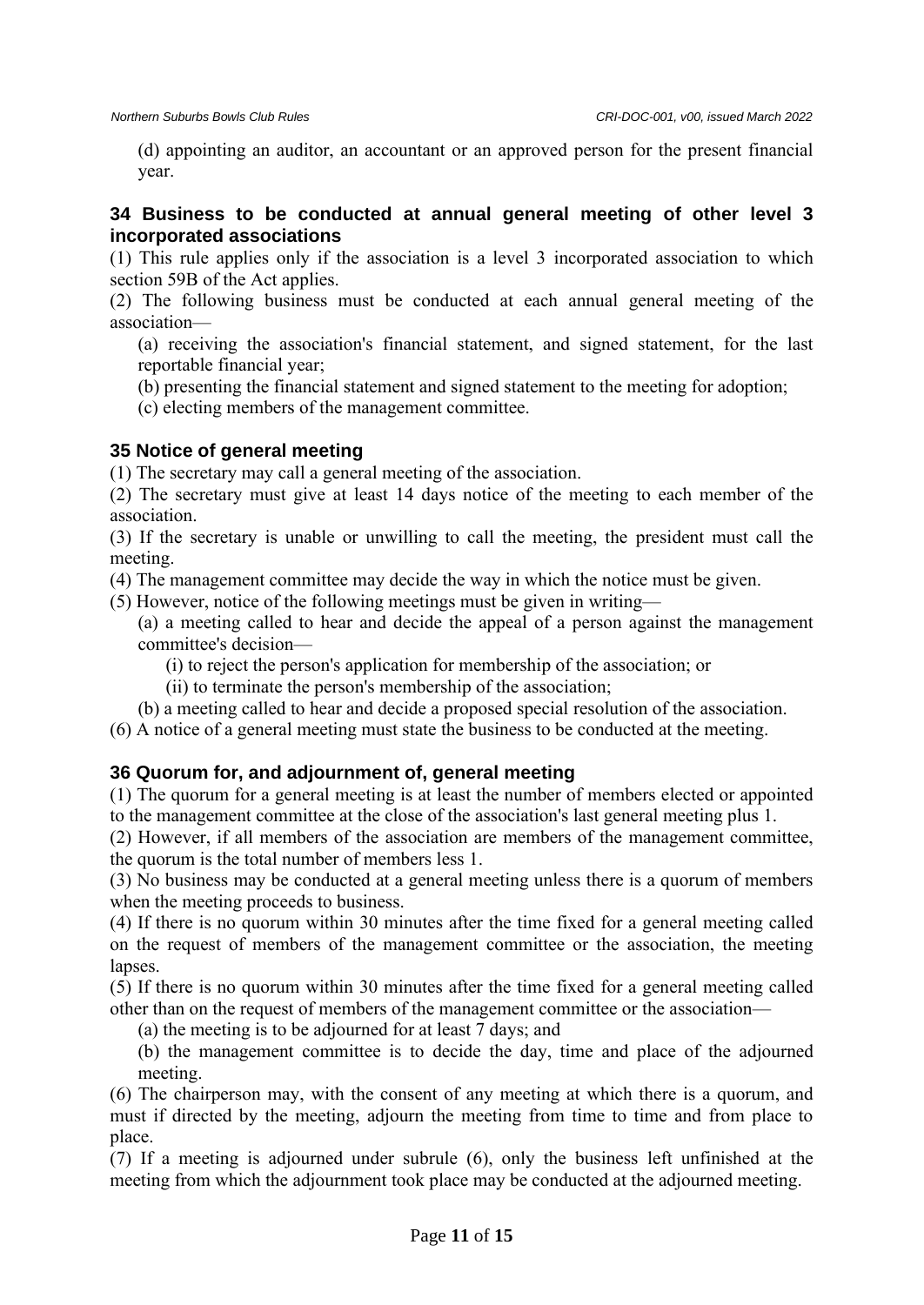(d) appointing an auditor, an accountant or an approved person for the present financial year.

### 34 Business to be conducted at annual general meeting of other level 3 incorporated associations

(1) This rule applies only if the association is a level 3 incorporated association to which section 59B of the Act applies.

(2) The following business must be conducted at each annual general meeting of the association—

(a) receiving the association's financial statement, and signed statement, for the last reportable financial year;

(b) presenting the financial statement and signed statement to the meeting for adoption;

(c) electing members of the management committee.

### 35 Notice of general meeting

(1) The secretary may call a general meeting of the association.

(2) The secretary must give at least 14 days notice of the meeting to each member of the association.

(3) If the secretary is unable or unwilling to call the meeting, the president must call the meeting.

(4) The management committee may decide the way in which the notice must be given.

(5) However, notice of the following meetings must be given in writing—

(a) a meeting called to hear and decide the appeal of a person against the management committee's decision—

(i) to reject the person's application for membership of the association; or

(ii) to terminate the person's membership of the association;

(b) a meeting called to hear and decide a proposed special resolution of the association.

(6) A notice of a general meeting must state the business to be conducted at the meeting.

### 36 Quorum for, and adjournment of, general meeting

(1) The quorum for a general meeting is at least the number of members elected or appointed to the management committee at the close of the association's last general meeting plus 1.

(2) However, if all members of the association are members of the management committee, the quorum is the total number of members less 1.

(3) No business may be conducted at a general meeting unless there is a quorum of members when the meeting proceeds to business.

(4) If there is no quorum within 30 minutes after the time fixed for a general meeting called on the request of members of the management committee or the association, the meeting lapses.

(5) If there is no quorum within 30 minutes after the time fixed for a general meeting called other than on the request of members of the management committee or the association—

(a) the meeting is to be adjourned for at least 7 days; and

(b) the management committee is to decide the day, time and place of the adjourned meeting.

(6) The chairperson may, with the consent of any meeting at which there is a quorum, and must if directed by the meeting, adjourn the meeting from time to time and from place to place.

(7) If a meeting is adjourned under subrule (6), only the business left unfinished at the meeting from which the adjournment took place may be conducted at the adjourned meeting.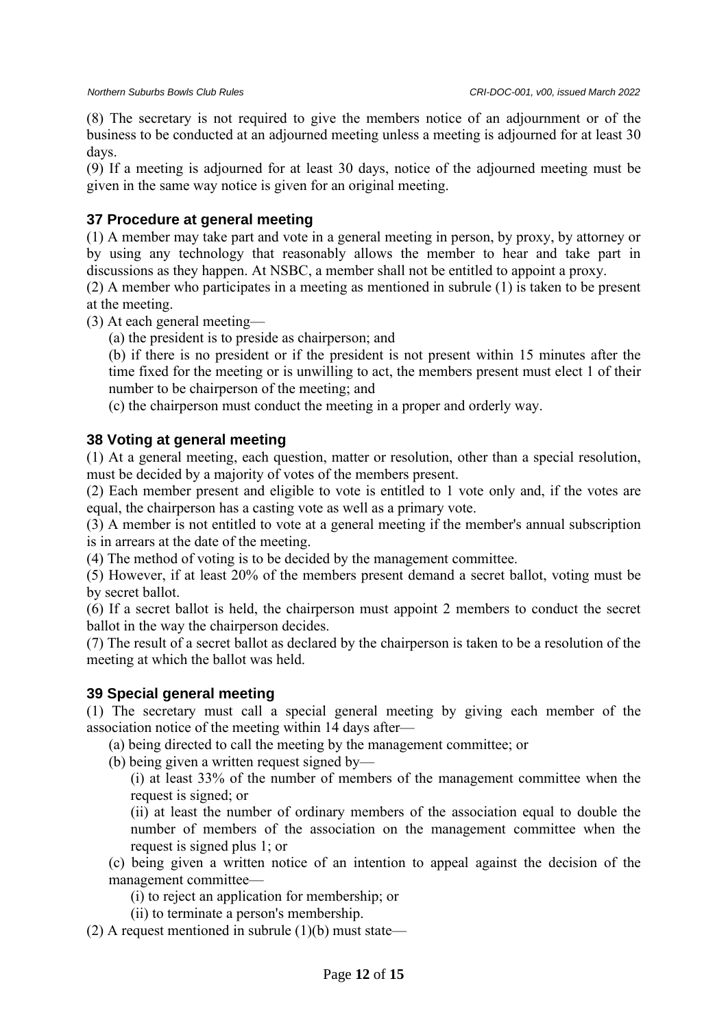(8) The secretary is not required to give the members notice of an adjournment or of the business to be conducted at an adjourned meeting unless a meeting is adjourned for at least 30 days.

(9) If a meeting is adjourned for at least 30 days, notice of the adjourned meeting must be given in the same way notice is given for an original meeting.

### 37 Procedure at general meeting

(1) A member may take part and vote in a general meeting in person, by proxy, by attorney or by using any technology that reasonably allows the member to hear and take part in discussions as they happen. At NSBC, a member shall not be entitled to appoint a proxy.

(2) A member who participates in a meeting as mentioned in subrule (1) is taken to be present at the meeting.

(3) At each general meeting—

(a) the president is to preside as chairperson; and

(b) if there is no president or if the president is not present within 15 minutes after the time fixed for the meeting or is unwilling to act, the members present must elect 1 of their number to be chairperson of the meeting; and

(c) the chairperson must conduct the meeting in a proper and orderly way.

### 38 Voting at general meeting

(1) At a general meeting, each question, matter or resolution, other than a special resolution, must be decided by a majority of votes of the members present.

(2) Each member present and eligible to vote is entitled to 1 vote only and, if the votes are equal, the chairperson has a casting vote as well as a primary vote.

(3) A member is not entitled to vote at a general meeting if the member's annual subscription is in arrears at the date of the meeting.

(4) The method of voting is to be decided by the management committee.

(5) However, if at least 20% of the members present demand a secret ballot, voting must be by secret ballot.

(6) If a secret ballot is held, the chairperson must appoint 2 members to conduct the secret ballot in the way the chairperson decides.

(7) The result of a secret ballot as declared by the chairperson is taken to be a resolution of the meeting at which the ballot was held.

### 39 Special general meeting

(1) The secretary must call a special general meeting by giving each member of the association notice of the meeting within 14 days after—

(a) being directed to call the meeting by the management committee; or

(b) being given a written request signed by—

(i) at least 33% of the number of members of the management committee when the request is signed; or

(ii) at least the number of ordinary members of the association equal to double the number of members of the association on the management committee when the request is signed plus 1; or

(c) being given a written notice of an intention to appeal against the decision of the management committee—

(i) to reject an application for membership; or

(ii) to terminate a person's membership.

(2) A request mentioned in subrule (1)(b) must state—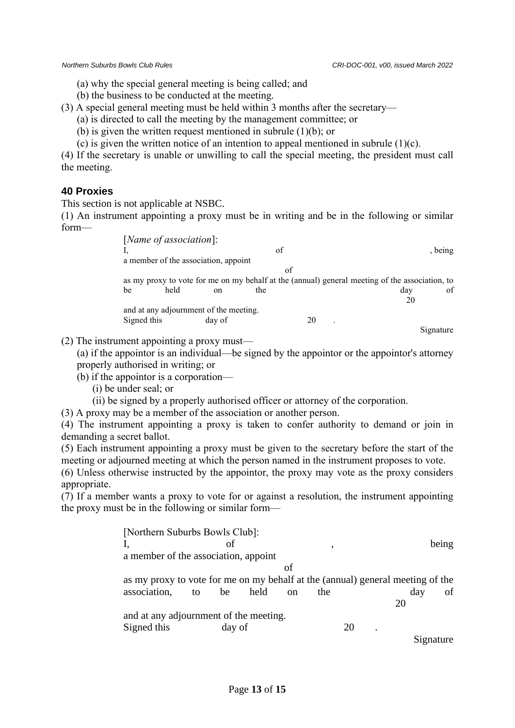(a) why the special general meeting is being called; and

(b) the business to be conducted at the meeting.

(3) A special general meeting must be held within 3 months after the secretary—

(a) is directed to call the meeting by the management committee; or

(b) is given the written request mentioned in subrule (1)(b); or

(c) is given the written notice of an intention to appeal mentioned in subrule (1)(c).

(4) If the secretary is unable or unwilling to call the special meeting, the president must call the meeting.

### 40 Proxies

This section is not applicable at NSBC.

(1) An instrument appointing a proxy must be in writing and be in the following or similar form—

> [*Name of association*]:
> I, of , being a member of the association, appoint
> of
> as my proxy to vote for me on my behalf at the (annual) general meeting of the association, to be held on the day of 20
> and at any adjournment of the meeting.
> Signed this day of 20 .
> Signature

(2) The instrument appointing a proxy must—

(a) if the appointor is an individual—be signed by the appointor or the appointor's attorney properly authorised in writing; or

(b) if the appointor is a corporation—

(i) be under seal; or

(ii) be signed by a properly authorised officer or attorney of the corporation.

(3) A proxy may be a member of the association or another person.

(4) The instrument appointing a proxy is taken to confer authority to demand or join in demanding a secret ballot.

(5) Each instrument appointing a proxy must be given to the secretary before the start of the meeting or adjourned meeting at which the person named in the instrument proposes to vote.

(6) Unless otherwise instructed by the appointor, the proxy may vote as the proxy considers appropriate.

(7) If a member wants a proxy to vote for or against a resolution, the instrument appointing the proxy must be in the following or similar form—

> [Northern Suburbs Bowls Club]:
> I, of , being a member of the association, appoint
> of
> as my proxy to vote for me on my behalf at the (annual) general meeting of the association, to be held on the day of 20
> and at any adjournment of the meeting.
> Signed this day of 20 .
> Signature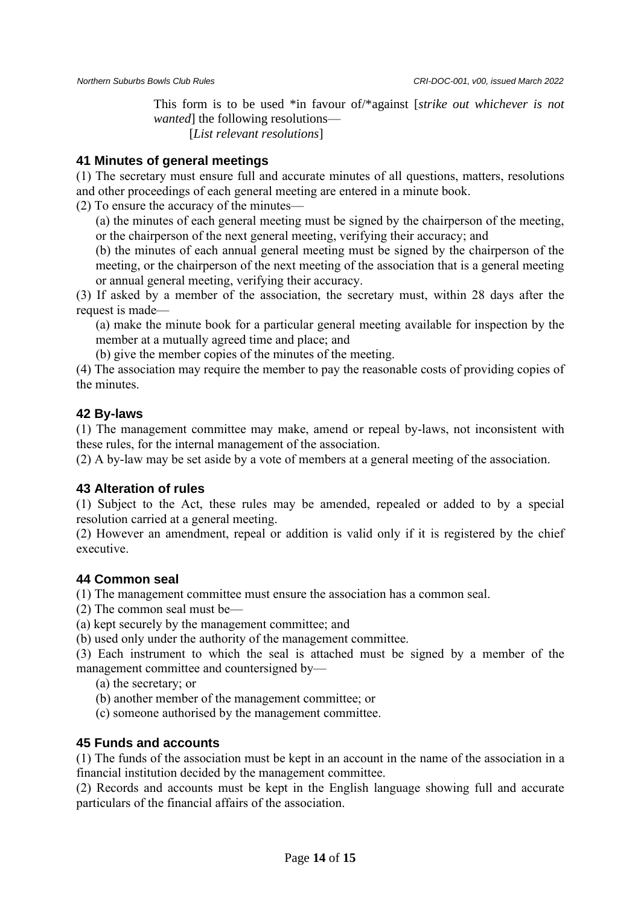This form is to be used *in favour of/*against [*strike out whichever is not wanted*] the following resolutions—

[*List relevant resolutions*]

## 41 Minutes of general meetings

(1) The secretary must ensure full and accurate minutes of all questions, matters, resolutions and other proceedings of each general meeting are entered in a minute book.

(2) To ensure the accuracy of the minutes—

(a) the minutes of each general meeting must be signed by the chairperson of the meeting, or the chairperson of the next general meeting, verifying their accuracy; and

(b) the minutes of each annual general meeting must be signed by the chairperson of the meeting, or the chairperson of the next meeting of the association that is a general meeting or annual general meeting, verifying their accuracy.

(3) If asked by a member of the association, the secretary must, within 28 days after the request is made—

(a) make the minute book for a particular general meeting available for inspection by the member at a mutually agreed time and place; and

(b) give the member copies of the minutes of the meeting.

(4) The association may require the member to pay the reasonable costs of providing copies of the minutes.

## 42 By-laws

(1) The management committee may make, amend or repeal by-laws, not inconsistent with these rules, for the internal management of the association.

(2) A by-law may be set aside by a vote of members at a general meeting of the association.

## 43 Alteration of rules

(1) Subject to the Act, these rules may be amended, repealed or added to by a special resolution carried at a general meeting.

(2) However an amendment, repeal or addition is valid only if it is registered by the chief executive.

## 44 Common seal

(1) The management committee must ensure the association has a common seal.

(2) The common seal must be—

(a) kept securely by the management committee; and

(b) used only under the authority of the management committee.

(3) Each instrument to which the seal is attached must be signed by a member of the management committee and countersigned by—

(a) the secretary; or

(b) another member of the management committee; or

(c) someone authorised by the management committee.

## 45 Funds and accounts

(1) The funds of the association must be kept in an account in the name of the association in a financial institution decided by the management committee.

(2) Records and accounts must be kept in the English language showing full and accurate particulars of the financial affairs of the association.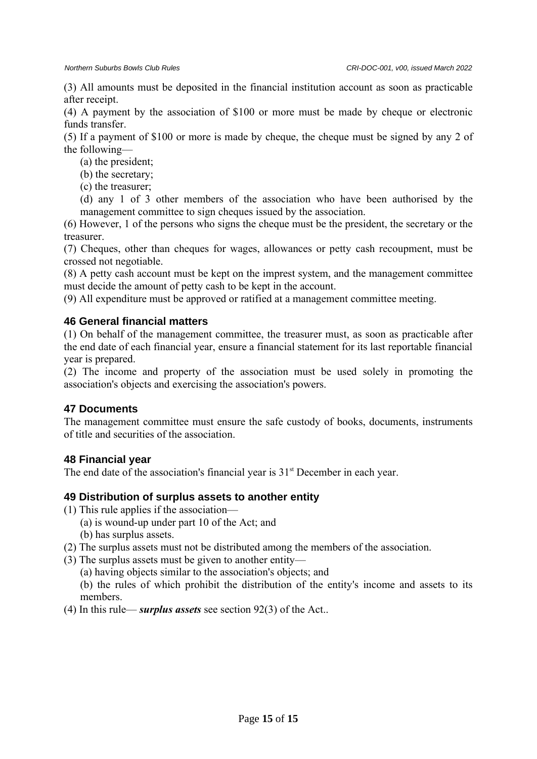(3) All amounts must be deposited in the financial institution account as soon as practicable after receipt.

(4) A payment by the association of $100 or more must be made by cheque or electronic funds transfer.

(5) If a payment of $100 or more is made by cheque, the cheque must be signed by any 2 of the following—

(a) the president;

(b) the secretary;

(c) the treasurer;

(d) any 1 of 3 other members of the association who have been authorised by the management committee to sign cheques issued by the association.

(6) However, 1 of the persons who signs the cheque must be the president, the secretary or the treasurer.

(7) Cheques, other than cheques for wages, allowances or petty cash recoupment, must be crossed not negotiable.

(8) A petty cash account must be kept on the imprest system, and the management committee must decide the amount of petty cash to be kept in the account.

(9) All expenditure must be approved or ratified at a management committee meeting.

### 46 General financial matters

(1) On behalf of the management committee, the treasurer must, as soon as practicable after the end date of each financial year, ensure a financial statement for its last reportable financial year is prepared.

(2) The income and property of the association must be used solely in promoting the association's objects and exercising the association's powers.

### 47 Documents

The management committee must ensure the safe custody of books, documents, instruments of title and securities of the association.

### 48 Financial year

The end date of the association's financial year is 31st December in each year.

### 49 Distribution of surplus assets to another entity

(1) This rule applies if the association—

(a) is wound-up under part 10 of the Act; and

(b) has surplus assets.

(2) The surplus assets must not be distributed among the members of the association.

(3) The surplus assets must be given to another entity—

(a) having objects similar to the association's objects; and

(b) the rules of which prohibit the distribution of the entity's income and assets to its members.

(4) In this rule— ***surplus assets*** see section 92(3) of the Act..